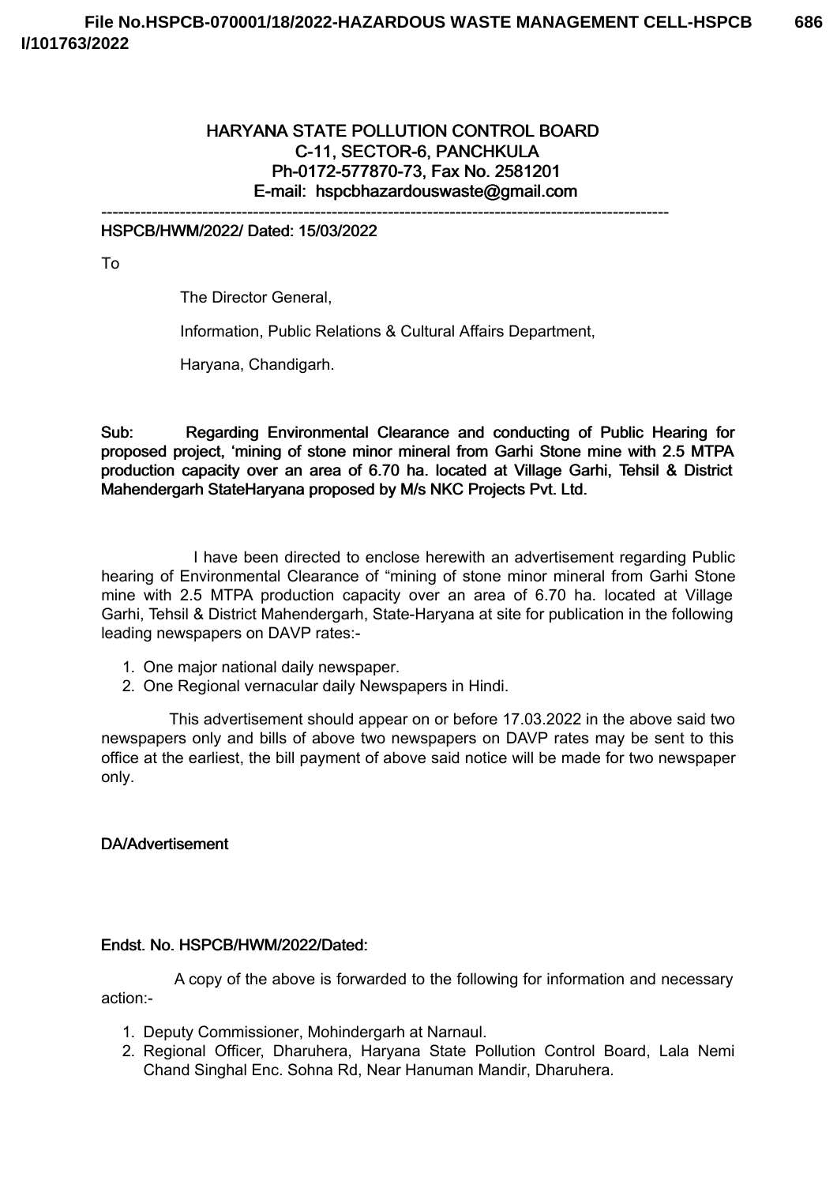**HARYANA STATE POLLUTION CONTROL BOARD**
**C-11, SECTOR-6, PANCHKULA**
**Ph-0172-577870-73, Fax No. 2581201**
**E-mail: hspcbhazardouswaste@gmail.com**

---

**HSPCB/HWM/2022/ Dated: 15/03/2022**

To

The Director General,

Information, Public Relations & Cultural Affairs Department,

Haryana, Chandigarh.

**Sub: Regarding Environmental Clearance and conducting of Public Hearing for proposed project, 'mining of stone minor mineral from Garhi Stone mine with 2.5 MTPA production capacity over an area of 6.70 ha. located at Village Garhi, Tehsil & District Mahendergarh StateHaryana proposed by M/s NKC Projects Pvt. Ltd.**

I have been directed to enclose herewith an advertisement regarding Public hearing of Environmental Clearance of "mining of stone minor mineral from Garhi Stone mine with 2.5 MTPA production capacity over an area of 6.70 ha. located at Village Garhi, Tehsil & District Mahendergarh, State-Haryana at site for publication in the following leading newspapers on DAVP rates:-

1. One major national daily newspaper.
2. One Regional vernacular daily Newspapers in Hindi.

This advertisement should appear on or before 17.03.2022 in the above said two newspapers only and bills of above two newspapers on DAVP rates may be sent to this office at the earliest, the bill payment of above said notice will be made for two newspaper only.

**DA/Advertisement**

**Endst. No. HSPCB/HWM/2022/Dated:**

A copy of the above is forwarded to the following for information and necessary action:-

1. Deputy Commissioner, Mohindergarh at Narnaul.
2. Regional Officer, Dharuhera, Haryana State Pollution Control Board, Lala Nemi Chand Singhal Enc. Sohna Rd, Near Hanuman Mandir, Dharuhera.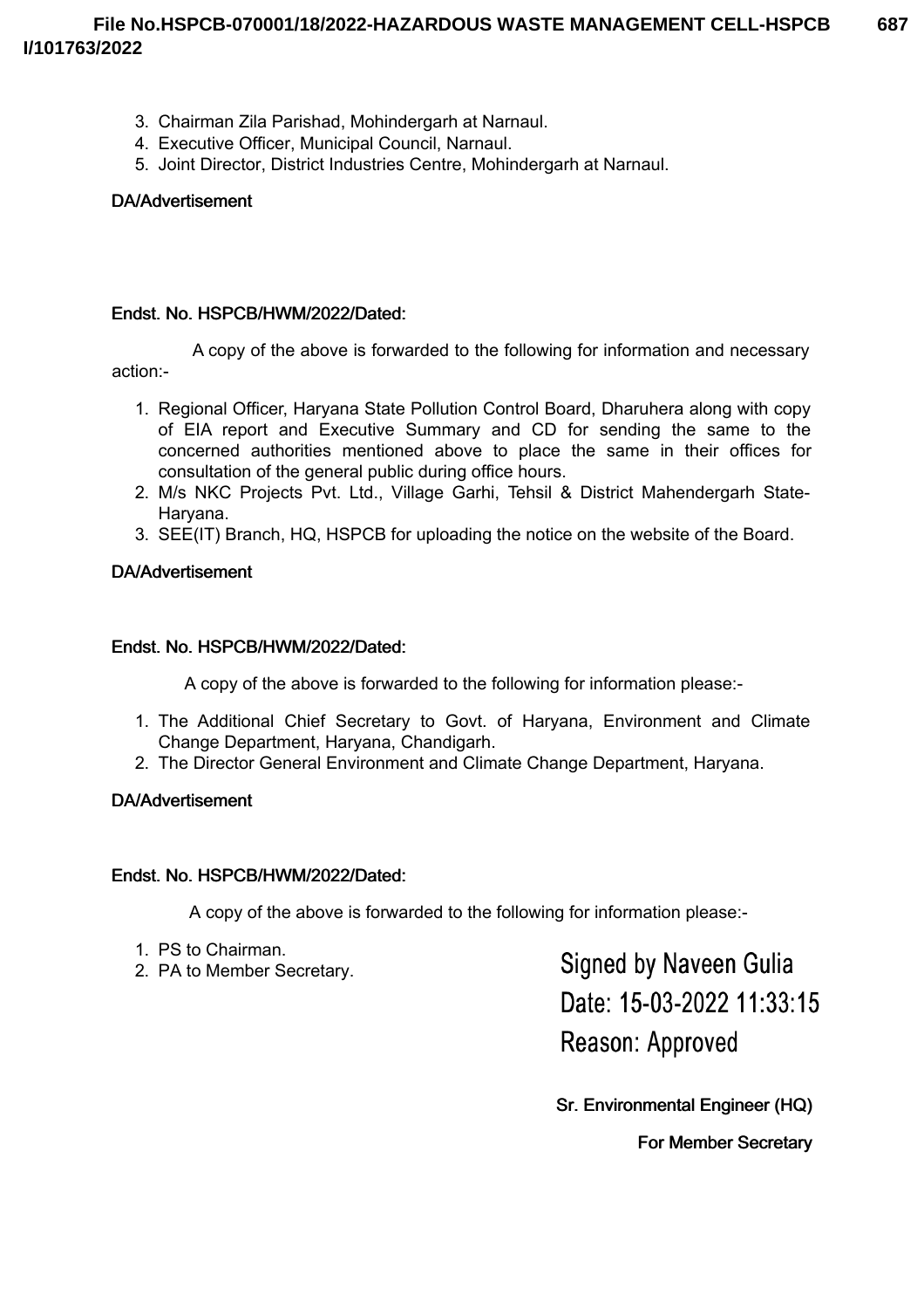3. Chairman Zila Parishad, Mohindergarh at Narnaul.
4. Executive Officer, Municipal Council, Narnaul.
5. Joint Director, District Industries Centre, Mohindergarh at Narnaul.

**DA/Advertisement**

**Endst. No. HSPCB/HWM/2022/Dated:**

A copy of the above is forwarded to the following for information and necessary action:-

1. Regional Officer, Haryana State Pollution Control Board, Dharuhera along with copy of EIA report and Executive Summary and CD for sending the same to the concerned authorities mentioned above to place the same in their offices for consultation of the general public during office hours.
2. M/s NKC Projects Pvt. Ltd., Village Garhi, Tehsil & District Mahendergarh State-Haryana.
3. SEE(IT) Branch, HQ, HSPCB for uploading the notice on the website of the Board.

**DA/Advertisement**

**Endst. No. HSPCB/HWM/2022/Dated:**

A copy of the above is forwarded to the following for information please:-

1. The Additional Chief Secretary to Govt. of Haryana, Environment and Climate Change Department, Haryana, Chandigarh.
2. The Director General Environment and Climate Change Department, Haryana.

**DA/Advertisement**

**Endst. No. HSPCB/HWM/2022/Dated:**

A copy of the above is forwarded to the following for information please:-

1. PS to Chairman.
2. PA to Member Secretary.

Signed by Naveen Gulia
Date: 15-03-2022 11:33:15
Reason: Approved

**Sr. Environmental Engineer (HQ)**

**For Member Secretary**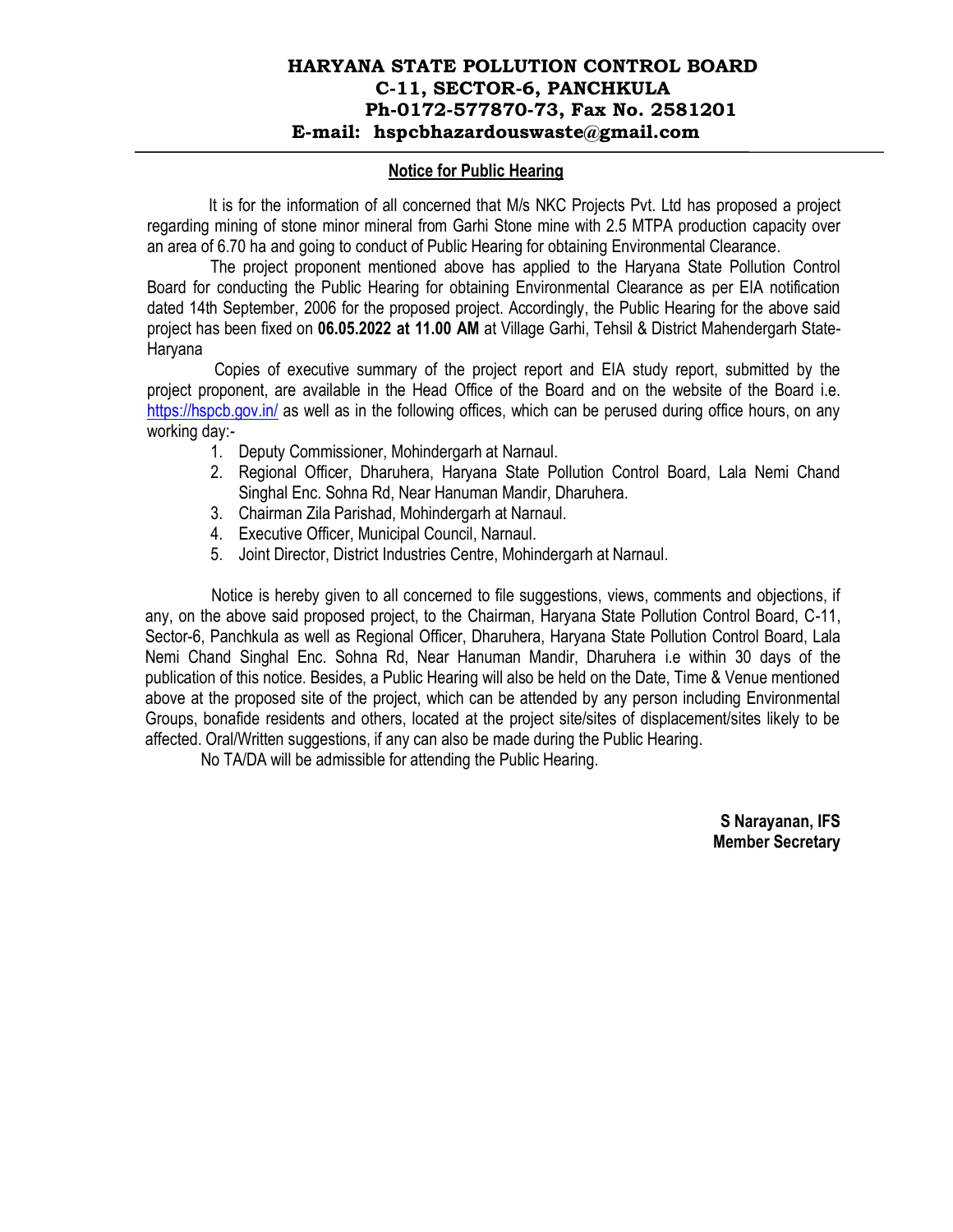# HARYANA STATE POLLUTION CONTROL BOARD
## C-11, SECTOR-6, PANCHKULA
### Ph-0172-577870-73, Fax No. 2581201
### E-mail: hspcbhazardouswaste@gmail.com

---

**Notice for Public Hearing**

It is for the information of all concerned that M/s NKC Projects Pvt. Ltd has proposed a project regarding mining of stone minor mineral from Garhi Stone mine with 2.5 MTPA production capacity over an area of 6.70 ha and going to conduct of Public Hearing for obtaining Environmental Clearance.

The project proponent mentioned above has applied to the Haryana State Pollution Control Board for conducting the Public Hearing for obtaining Environmental Clearance as per EIA notification dated 14th September, 2006 for the proposed project. Accordingly, the Public Hearing for the above said project has been fixed on **06.05.2022 at 11.00 AM** at Village Garhi, Tehsil & District Mahendergarh State-Haryana

Copies of executive summary of the project report and EIA study report, submitted by the project proponent, are available in the Head Office of the Board and on the website of the Board i.e. https://hspcb.gov.in/ as well as in the following offices, which can be perused during office hours, on any working day:-

1. Deputy Commissioner, Mohindergarh at Narnaul.
2. Regional Officer, Dharuhera, Haryana State Pollution Control Board, Lala Nemi Chand Singhal Enc. Sohna Rd, Near Hanuman Mandir, Dharuhera.
3. Chairman Zila Parishad, Mohindergarh at Narnaul.
4. Executive Officer, Municipal Council, Narnaul.
5. Joint Director, District Industries Centre, Mohindergarh at Narnaul.

Notice is hereby given to all concerned to file suggestions, views, comments and objections, if any, on the above said proposed project, to the Chairman, Haryana State Pollution Control Board, C-11, Sector-6, Panchkula as well as Regional Officer, Dharuhera, Haryana State Pollution Control Board, Lala Nemi Chand Singhal Enc. Sohna Rd, Near Hanuman Mandir, Dharuhera i.e within 30 days of the publication of this notice. Besides, a Public Hearing will also be held on the Date, Time & Venue mentioned above at the proposed site of the project, which can be attended by any person including Environmental Groups, bonafide residents and others, located at the project site/sites of displacement/sites likely to be affected. Oral/Written suggestions, if any can also be made during the Public Hearing.

No TA/DA will be admissible for attending the Public Hearing.

**S Narayanan, IFS**
**Member Secretary**